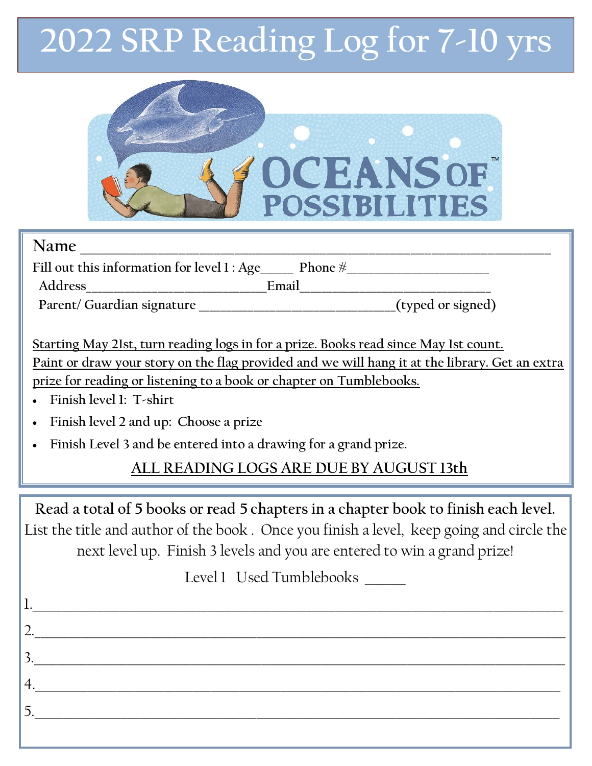# 2022 SRP Reading Log for 7-10 yrs

OCEANS OF POSSIBILITIES™

Name ______________________________________________________________

Fill out this information for level 1 : Age____ Phone #____________________

Address__________________________Email____________________________

Parent/ Guardian signature _____________________________(typed or signed)

Starting May 21st, turn reading logs in for a prize. Books read since May 1st count. Paint or draw your story on the flag provided and we will hang it at the library. Get an extra prize for reading or listening to a book or chapter on Tumblebooks.

- Finish level 1: T-shirt
- Finish level 2 and up: Choose a prize
- Finish Level 3 and be entered into a drawing for a grand prize.

ALL READING LOGS ARE DUE BY AUGUST 13th

**Read a total of 5 books or read 5 chapters in a chapter book to finish each level.**
List the title and author of the book . Once you finish a level, keep going and circle the next level up. Finish 3 levels and you are entered to win a grand prize!

Level 1 Used Tumblebooks _____

1.______________________________________________________________________

2.______________________________________________________________________

3.______________________________________________________________________

4.______________________________________________________________________

5.______________________________________________________________________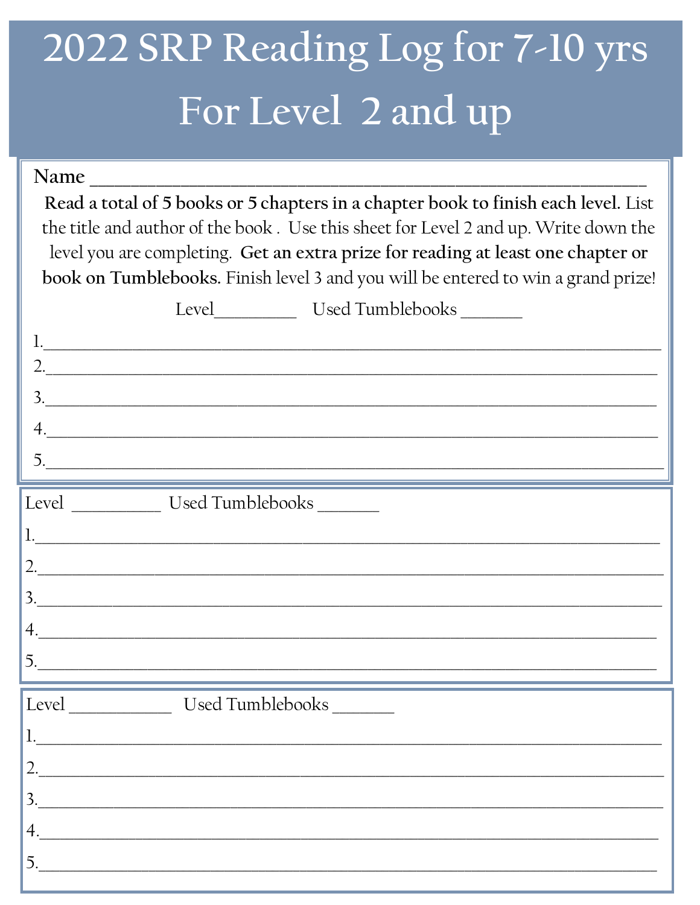# 2022 SRP Reading Log for 7-10 yrs For Level 2 and up

**Name** ______________________________________________________________

**Read a total of 5 books or 5 chapters in a chapter book to finish each level.** List the title and author of the book . Use this sheet for Level 2 and up. Write down the level you are completing. **Get an extra prize for reading at least one chapter or book on Tumblebooks.** Finish level 3 and you will be entered to win a grand prize!

Level__________ Used Tumblebooks _______

1.______________________________________________________________________

2.______________________________________________________________________

3.______________________________________________________________________

4.______________________________________________________________________

5.______________________________________________________________________

Level __________ Used Tumblebooks _______

1.______________________________________________________________________

2.______________________________________________________________________

3.______________________________________________________________________

4.______________________________________________________________________

5.______________________________________________________________________

Level ____________ Used Tumblebooks _______

1.______________________________________________________________________

2.______________________________________________________________________

3.______________________________________________________________________

4.______________________________________________________________________

5.______________________________________________________________________